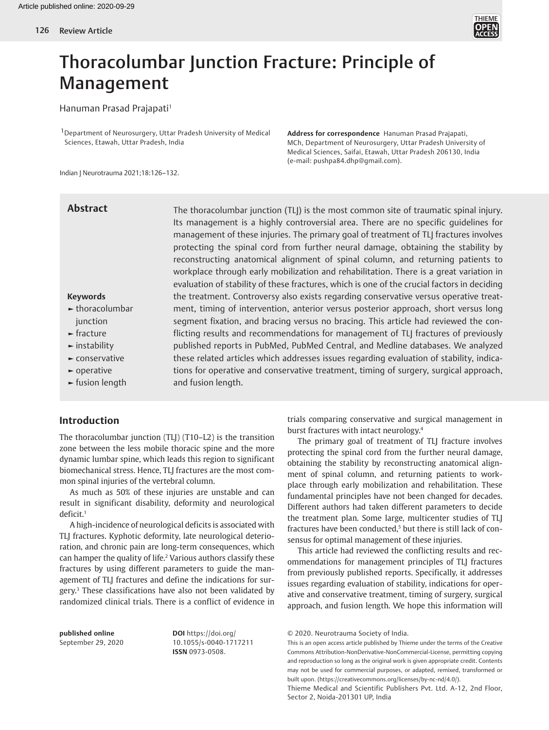# Thoracolumbar Junction Fracture: Principle of Management

Hanuman Prasad Prajapati[1]

[1]Department of Neurosurgery, Uttar Pradesh University of Medical Sciences, Etawah, Uttar Pradesh, India

**Address for correspondence** Hanuman Prasad Prajapati, MCh, Department of Neurosurgery, Uttar Pradesh University of Medical Sciences, Saifai, Etawah, Uttar Pradesh 206130, India (e-mail: pushpa84.dhp@gmail.com).

Indian J Neurotrauma 2021;18:126–132.

## Abstract

The thoracolumbar junction (TLJ) is the most common site of traumatic spinal injury. Its management is a highly controversial area. There are no specific guidelines for management of these injuries. The primary goal of treatment of TLJ fractures involves protecting the spinal cord from further neural damage, obtaining the stability by reconstructing anatomical alignment of spinal column, and returning patients to workplace through early mobilization and rehabilitation. There is a great variation in evaluation of stability of these fractures, which is one of the crucial factors in deciding the treatment. Controversy also exists regarding conservative versus operative treatment, timing of intervention, anterior versus posterior approach, short versus long segment fixation, and bracing versus no bracing. This article had reviewed the conflicting results and recommendations for management of TLJ fractures of previously published reports in PubMed, PubMed Central, and Medline databases. We analyzed these related articles which addresses issues regarding evaluation of stability, indications for operative and conservative treatment, timing of surgery, surgical approach, and fusion length.

**Keywords**

- thoracolumbar junction
- fracture
- instability
- conservative
- operative
- fusion length

## Introduction

The thoracolumbar junction (TLJ) (T10–L2) is the transition zone between the less mobile thoracic spine and the more dynamic lumbar spine, which leads this region to significant biomechanical stress. Hence, TLJ fractures are the most common spinal injuries of the vertebral column.

As much as 50% of these injuries are unstable and can result in significant disability, deformity and neurological deficit.[1]

A high-incidence of neurological deficits is associated with TLJ fractures. Kyphotic deformity, late neurological deterioration, and chronic pain are long-term consequences, which can hamper the quality of life.[2] Various authors classify these fractures by using different parameters to guide the management of TLJ fractures and define the indications for surgery.[3] These classifications have also not been validated by randomized clinical trials. There is a conflict of evidence in trials comparing conservative and surgical management in burst fractures with intact neurology.[4]

The primary goal of treatment of TLJ fracture involves protecting the spinal cord from the further neural damage, obtaining the stability by reconstructing anatomical alignment of spinal column, and returning patients to workplace through early mobilization and rehabilitation. These fundamental principles have not been changed for decades. Different authors had taken different parameters to decide the treatment plan. Some large, multicenter studies of TLJ fractures have been conducted,[5] but there is still lack of consensus for optimal management of these injuries.

This article had reviewed the conflicting results and recommendations for management principles of TLJ fractures from previously published reports. Specifically, it addresses issues regarding evaluation of stability, indications for operative and conservative treatment, timing of surgery, surgical approach, and fusion length. We hope this information will

**published online** September 29, 2020

**DOI** https://doi.org/10.1055/s-0040-1717211 **ISSN** 0973-0508.

© 2020. Neurotrauma Society of India.

This is an open access article published by Thieme under the terms of the Creative Commons Attribution-NonDerivative-NonCommercial-License, permitting copying and reproduction so long as the original work is given appropriate credit. Contents may not be used for commercial purposes, or adapted, remixed, transformed or built upon. (https://creativecommons.org/licenses/by-nc-nd/4.0/).

Thieme Medical and Scientific Publishers Pvt. Ltd. A-12, 2nd Floor, Sector 2, Noida-201301 UP, India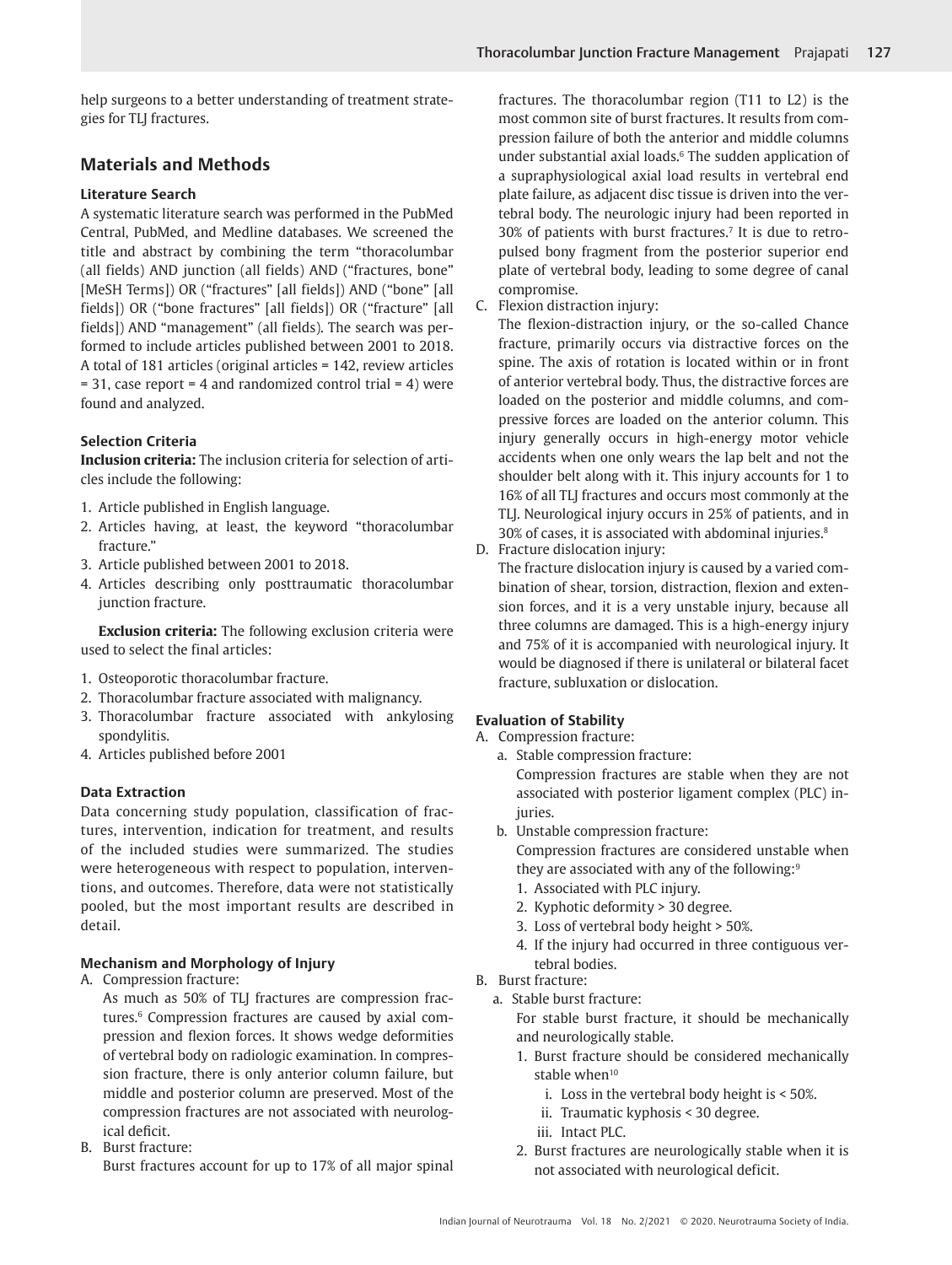help surgeons to a better understanding of treatment strategies for TLJ fractures.

## Materials and Methods

### Literature Search

A systematic literature search was performed in the PubMed Central, PubMed, and Medline databases. We screened the title and abstract by combining the term "thoracolumbar (all fields) AND junction (all fields) AND ("fractures, bone" [MeSH Terms]) OR ("fractures" [all fields]) AND ("bone" [all fields]) OR ("bone fractures" [all fields]) OR ("fracture" [all fields]) AND "management" (all fields). The search was performed to include articles published between 2001 to 2018. A total of 181 articles (original articles = 142, review articles = 31, case report = 4 and randomized control trial = 4) were found and analyzed.

### Selection Criteria

**Inclusion criteria:** The inclusion criteria for selection of articles include the following:

1. Article published in English language.
2. Articles having, at least, the keyword "thoracolumbar fracture."
3. Article published between 2001 to 2018.
4. Articles describing only posttraumatic thoracolumbar junction fracture.

**Exclusion criteria:** The following exclusion criteria were used to select the final articles:

1. Osteoporotic thoracolumbar fracture.
2. Thoracolumbar fracture associated with malignancy.
3. Thoracolumbar fracture associated with ankylosing spondylitis.
4. Articles published before 2001

### Data Extraction

Data concerning study population, classification of fractures, intervention, indication for treatment, and results of the included studies were summarized. The studies were heterogeneous with respect to population, interventions, and outcomes. Therefore, data were not statistically pooled, but the most important results are described in detail.

### Mechanism and Morphology of Injury

A. Compression fracture:

As much as 50% of TLJ fractures are compression fractures.[6] Compression fractures are caused by axial compression and flexion forces. It shows wedge deformities of vertebral body on radiologic examination. In compression fracture, there is only anterior column failure, but middle and posterior column are preserved. Most of the compression fractures are not associated with neurological deficit.

B. Burst fracture:

Burst fractures account for up to 17% of all major spinal fractures. The thoracolumbar region (T11 to L2) is the most common site of burst fractures. It results from compression failure of both the anterior and middle columns under substantial axial loads.[6] The sudden application of a supraphysiological axial load results in vertebral end plate failure, as adjacent disc tissue is driven into the vertebral body. The neurologic injury had been reported in 30% of patients with burst fractures.[7] It is due to retropulsed bony fragment from the posterior superior end plate of vertebral body, leading to some degree of canal compromise.

C. Flexion distraction injury:

The flexion-distraction injury, or the so-called Chance fracture, primarily occurs via distractive forces on the spine. The axis of rotation is located within or in front of anterior vertebral body. Thus, the distractive forces are loaded on the posterior and middle columns, and compressive forces are loaded on the anterior column. This injury generally occurs in high-energy motor vehicle accidents when one only wears the lap belt and not the shoulder belt along with it. This injury accounts for 1 to 16% of all TLJ fractures and occurs most commonly at the TLJ. Neurological injury occurs in 25% of patients, and in 30% of cases, it is associated with abdominal injuries.[8]

D. Fracture dislocation injury:

The fracture dislocation injury is caused by a varied combination of shear, torsion, distraction, flexion and extension forces, and it is a very unstable injury, because all three columns are damaged. This is a high-energy injury and 75% of it is accompanied with neurological injury. It would be diagnosed if there is unilateral or bilateral facet fracture, subluxation or dislocation.

### Evaluation of Stability

A. Compression fracture:
   a. Stable compression fracture:
      Compression fractures are stable when they are not associated with posterior ligament complex (PLC) injuries.
   b. Unstable compression fracture:
      Compression fractures are considered unstable when they are associated with any of the following:[9]
      1. Associated with PLC injury.
      2. Kyphotic deformity > 30 degree.
      3. Loss of vertebral body height > 50%.
      4. If the injury had occurred in three contiguous vertebral bodies.

B. Burst fracture:
   a. Stable burst fracture:
      For stable burst fracture, it should be mechanically and neurologically stable.
      1. Burst fracture should be considered mechanically stable when[10]
         i. Loss in the vertebral body height is < 50%.
         ii. Traumatic kyphosis < 30 degree.
         iii. Intact PLC.
      2. Burst fractures are neurologically stable when it is not associated with neurological deficit.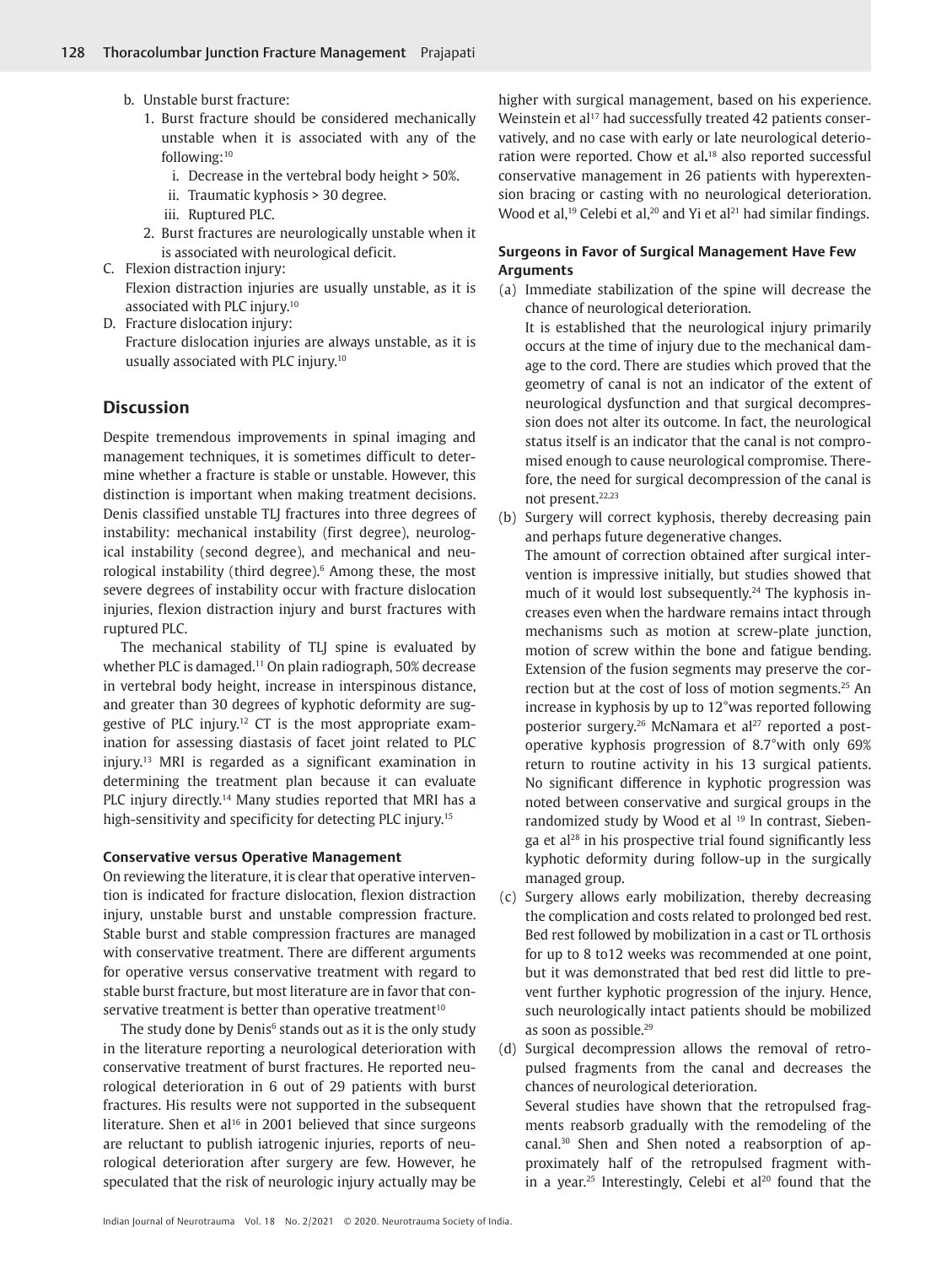b. Unstable burst fracture:
   1. Burst fracture should be considered mechanically unstable when it is associated with any of the following:[10]
      i. Decrease in the vertebral body height > 50%.
      ii. Traumatic kyphosis > 30 degree.
      iii. Ruptured PLC.
   2. Burst fractures are neurologically unstable when it is associated with neurological deficit.

C. Flexion distraction injury:
Flexion distraction injuries are usually unstable, as it is associated with PLC injury.[10]

D. Fracture dislocation injury:
Fracture dislocation injuries are always unstable, as it is usually associated with PLC injury.[10]

## Discussion

Despite tremendous improvements in spinal imaging and management techniques, it is sometimes difficult to determine whether a fracture is stable or unstable. However, this distinction is important when making treatment decisions. Denis classified unstable TLJ fractures into three degrees of instability: mechanical instability (first degree), neurological instability (second degree), and mechanical and neurological instability (third degree).[6] Among these, the most severe degrees of instability occur with fracture dislocation injuries, flexion distraction injury and burst fractures with ruptured PLC.

The mechanical stability of TLJ spine is evaluated by whether PLC is damaged.[11] On plain radiograph, 50% decrease in vertebral body height, increase in interspinous distance, and greater than 30 degrees of kyphotic deformity are suggestive of PLC injury.[12] CT is the most appropriate examination for assessing diastasis of facet joint related to PLC injury.[13] MRI is regarded as a significant examination in determining the treatment plan because it can evaluate PLC injury directly.[14] Many studies reported that MRI has a high-sensitivity and specificity for detecting PLC injury.[15]

### Conservative versus Operative Management

On reviewing the literature, it is clear that operative intervention is indicated for fracture dislocation, flexion distraction injury, unstable burst and unstable compression fracture. Stable burst and stable compression fractures are managed with conservative treatment. There are different arguments for operative versus conservative treatment with regard to stable burst fracture, but most literature are in favor that conservative treatment is better than operative treatment[10]

The study done by Denis[6] stands out as it is the only study in the literature reporting a neurological deterioration with conservative treatment of burst fractures. He reported neurological deterioration in 6 out of 29 patients with burst fractures. His results were not supported in the subsequent literature. Shen et al[16] in 2001 believed that since surgeons are reluctant to publish iatrogenic injuries, reports of neurological deterioration after surgery are few. However, he speculated that the risk of neurologic injury actually may be higher with surgical management, based on his experience. Weinstein et al[17] had successfully treated 42 patients conservatively, and no case with early or late neurological deterioration were reported. Chow et al.[18] also reported successful conservative management in 26 patients with hyperextension bracing or casting with no neurological deterioration. Wood et al,[19] Celebi et al,[20] and Yi et al[21] had similar findings.

### Surgeons in Favor of Surgical Management Have Few Arguments

(a) Immediate stabilization of the spine will decrease the chance of neurological deterioration.
It is established that the neurological injury primarily occurs at the time of injury due to the mechanical damage to the cord. There are studies which proved that the geometry of canal is not an indicator of the extent of neurological dysfunction and that surgical decompression does not alter its outcome. In fact, the neurological status itself is an indicator that the canal is not compromised enough to cause neurological compromise. Therefore, the need for surgical decompression of the canal is not present.[22,23]

(b) Surgery will correct kyphosis, thereby decreasing pain and perhaps future degenerative changes.
The amount of correction obtained after surgical intervention is impressive initially, but studies showed that much of it would lost subsequently.[24] The kyphosis increases even when the hardware remains intact through mechanisms such as motion at screw-plate junction, motion of screw within the bone and fatigue bending. Extension of the fusion segments may preserve the correction but at the cost of loss of motion segments.[25] An increase in kyphosis by up to 12°was reported following posterior surgery.[26] McNamara et al[27] reported a postoperative kyphosis progression of 8.7°with only 69% return to routine activity in his 13 surgical patients. No significant difference in kyphotic progression was noted between conservative and surgical groups in the randomized study by Wood et al [19] In contrast, Siebenga et al[28] in his prospective trial found significantly less kyphotic deformity during follow-up in the surgically managed group.

(c) Surgery allows early mobilization, thereby decreasing the complication and costs related to prolonged bed rest. Bed rest followed by mobilization in a cast or TL orthosis for up to 8 to12 weeks was recommended at one point, but it was demonstrated that bed rest did little to prevent further kyphotic progression of the injury. Hence, such neurologically intact patients should be mobilized as soon as possible.[29]

(d) Surgical decompression allows the removal of retropulsed fragments from the canal and decreases the chances of neurological deterioration.
Several studies have shown that the retropulsed fragments reabsorb gradually with the remodeling of the canal.[30] Shen and Shen noted a reabsorption of approximately half of the retropulsed fragment within a year.[25] Interestingly, Celebi et al[20] found that the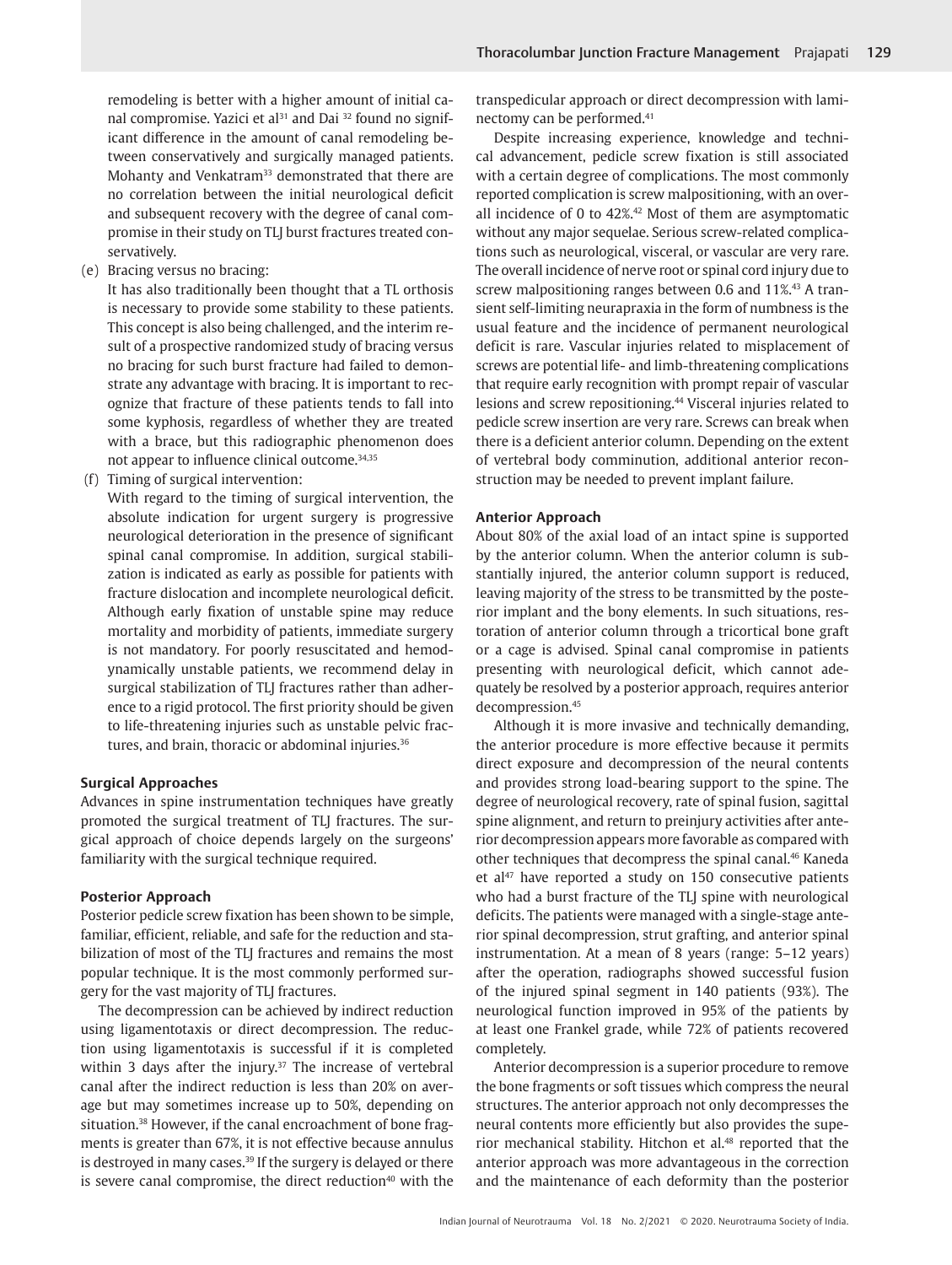remodeling is better with a higher amount of initial canal compromise. Yazici et al[31] and Dai [32] found no significant difference in the amount of canal remodeling between conservatively and surgically managed patients. Mohanty and Venkatram[33] demonstrated that there are no correlation between the initial neurological deficit and subsequent recovery with the degree of canal compromise in their study on TLJ burst fractures treated conservatively.

(e) Bracing versus no bracing:

It has also traditionally been thought that a TL orthosis is necessary to provide some stability to these patients. This concept is also being challenged, and the interim result of a prospective randomized study of bracing versus no bracing for such burst fracture had failed to demonstrate any advantage with bracing. It is important to recognize that fracture of these patients tends to fall into some kyphosis, regardless of whether they are treated with a brace, but this radiographic phenomenon does not appear to influence clinical outcome.[34,35]

(f) Timing of surgical intervention:

With regard to the timing of surgical intervention, the absolute indication for urgent surgery is progressive neurological deterioration in the presence of significant spinal canal compromise. In addition, surgical stabilization is indicated as early as possible for patients with fracture dislocation and incomplete neurological deficit. Although early fixation of unstable spine may reduce mortality and morbidity of patients, immediate surgery is not mandatory. For poorly resuscitated and hemodynamically unstable patients, we recommend delay in surgical stabilization of TLJ fractures rather than adherence to a rigid protocol. The first priority should be given to life-threatening injuries such as unstable pelvic fractures, and brain, thoracic or abdominal injuries.[36]

### Surgical Approaches

Advances in spine instrumentation techniques have greatly promoted the surgical treatment of TLJ fractures. The surgical approach of choice depends largely on the surgeons' familiarity with the surgical technique required.

### Posterior Approach

Posterior pedicle screw fixation has been shown to be simple, familiar, efficient, reliable, and safe for the reduction and stabilization of most of the TLJ fractures and remains the most popular technique. It is the most commonly performed surgery for the vast majority of TLJ fractures.

The decompression can be achieved by indirect reduction using ligamentotaxis or direct decompression. The reduction using ligamentotaxis is successful if it is completed within 3 days after the injury.[37] The increase of vertebral canal after the indirect reduction is less than 20% on average but may sometimes increase up to 50%, depending on situation.[38] However, if the canal encroachment of bone fragments is greater than 67%, it is not effective because annulus is destroyed in many cases.[39] If the surgery is delayed or there is severe canal compromise, the direct reduction[40] with the transpedicular approach or direct decompression with laminectomy can be performed.[41]

Despite increasing experience, knowledge and technical advancement, pedicle screw fixation is still associated with a certain degree of complications. The most commonly reported complication is screw malpositioning, with an overall incidence of 0 to 42%.[42] Most of them are asymptomatic without any major sequelae. Serious screw-related complications such as neurological, visceral, or vascular are very rare. The overall incidence of nerve root or spinal cord injury due to screw malpositioning ranges between 0.6 and 11%.[43] A transient self-limiting neurapraxia in the form of numbness is the usual feature and the incidence of permanent neurological deficit is rare. Vascular injuries related to misplacement of screws are potential life- and limb-threatening complications that require early recognition with prompt repair of vascular lesions and screw repositioning.[44] Visceral injuries related to pedicle screw insertion are very rare. Screws can break when there is a deficient anterior column. Depending on the extent of vertebral body comminution, additional anterior reconstruction may be needed to prevent implant failure.

### Anterior Approach

About 80% of the axial load of an intact spine is supported by the anterior column. When the anterior column is substantially injured, the anterior column support is reduced, leaving majority of the stress to be transmitted by the posterior implant and the bony elements. In such situations, restoration of anterior column through a tricortical bone graft or a cage is advised. Spinal canal compromise in patients presenting with neurological deficit, which cannot adequately be resolved by a posterior approach, requires anterior decompression.[45]

Although it is more invasive and technically demanding, the anterior procedure is more effective because it permits direct exposure and decompression of the neural contents and provides strong load-bearing support to the spine. The degree of neurological recovery, rate of spinal fusion, sagittal spine alignment, and return to preinjury activities after anterior decompression appears more favorable as compared with other techniques that decompress the spinal canal.[46] Kaneda et al[47] have reported a study on 150 consecutive patients who had a burst fracture of the TLJ spine with neurological deficits. The patients were managed with a single-stage anterior spinal decompression, strut grafting, and anterior spinal instrumentation. At a mean of 8 years (range: 5–12 years) after the operation, radiographs showed successful fusion of the injured spinal segment in 140 patients (93%). The neurological function improved in 95% of the patients by at least one Frankel grade, while 72% of patients recovered completely.

Anterior decompression is a superior procedure to remove the bone fragments or soft tissues which compress the neural structures. The anterior approach not only decompresses the neural contents more efficiently but also provides the superior mechanical stability. Hitchon et al.[48] reported that the anterior approach was more advantageous in the correction and the maintenance of each deformity than the posterior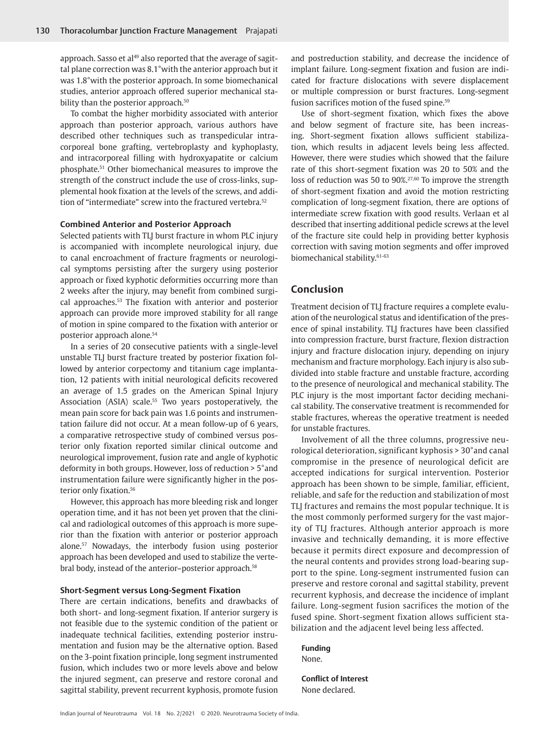approach. Sasso et al[49] also reported that the average of sagittal plane correction was 8.1° with the anterior approach but it was 1.8° with the posterior approach. In some biomechanical studies, anterior approach offered superior mechanical stability than the posterior approach.[50]

To combat the higher morbidity associated with anterior approach than posterior approach, various authors have described other techniques such as transpedicular intracorporeal bone grafting, vertebroplasty and kyphoplasty, and intracorporeal filling with hydroxyapatite or calcium phosphate.[51] Other biomechanical measures to improve the strength of the construct include the use of cross-links, supplemental hook fixation at the levels of the screws, and addition of "intermediate" screw into the fractured vertebra.[52]

### Combined Anterior and Posterior Approach

Selected patients with TLJ burst fracture in whom PLC injury is accompanied with incomplete neurological injury, due to canal encroachment of fracture fragments or neurological symptoms persisting after the surgery using posterior approach or fixed kyphotic deformities occurring more than 2 weeks after the injury, may benefit from combined surgical approaches.[53] The fixation with anterior and posterior approach can provide more improved stability for all range of motion in spine compared to the fixation with anterior or posterior approach alone.[54]

In a series of 20 consecutive patients with a single-level unstable TLJ burst fracture treated by posterior fixation followed by anterior corpectomy and titanium cage implantation, 12 patients with initial neurological deficits recovered an average of 1.5 grades on the American Spinal Injury Association (ASIA) scale.[55] Two years postoperatively, the mean pain score for back pain was 1.6 points and instrumentation failure did not occur. At a mean follow-up of 6 years, a comparative retrospective study of combined versus posterior only fixation reported similar clinical outcome and neurological improvement, fusion rate and angle of kyphotic deformity in both groups. However, loss of reduction > 5° and instrumentation failure were significantly higher in the posterior only fixation.[56]

However, this approach has more bleeding risk and longer operation time, and it has not been yet proven that the clinical and radiological outcomes of this approach is more superior than the fixation with anterior or posterior approach alone.[57] Nowadays, the interbody fusion using posterior approach has been developed and used to stabilize the vertebral body, instead of the anterior–posterior approach.[58]

### Short-Segment versus Long-Segment Fixation

There are certain indications, benefits and drawbacks of both short- and long-segment fixation. If anterior surgery is not feasible due to the systemic condition of the patient or inadequate technical facilities, extending posterior instrumentation and fusion may be the alternative option. Based on the 3-point fixation principle, long segment instrumented fusion, which includes two or more levels above and below the injured segment, can preserve and restore coronal and sagittal stability, prevent recurrent kyphosis, promote fusion and postreduction stability, and decrease the incidence of implant failure. Long-segment fixation and fusion are indicated for fracture dislocations with severe displacement or multiple compression or burst fractures. Long-segment fusion sacrifices motion of the fused spine.[59]

Use of short-segment fixation, which fixes the above and below segment of fracture site, has been increasing. Short-segment fixation allows sufficient stabilization, which results in adjacent levels being less affected. However, there were studies which showed that the failure rate of this short-segment fixation was 20 to 50% and the loss of reduction was 50 to 90%.[27,60] To improve the strength of short-segment fixation and avoid the motion restricting complication of long-segment fixation, there are options of intermediate screw fixation with good results. Verlaan et al described that inserting additional pedicle screws at the level of the fracture site could help in providing better kyphosis correction with saving motion segments and offer improved biomechanical stability.[61-63]

## Conclusion

Treatment decision of TLJ fracture requires a complete evaluation of the neurological status and identification of the presence of spinal instability. TLJ fractures have been classified into compression fracture, burst fracture, flexion distraction injury and fracture dislocation injury, depending on injury mechanism and fracture morphology. Each injury is also subdivided into stable fracture and unstable fracture, according to the presence of neurological and mechanical stability. The PLC injury is the most important factor deciding mechanical stability. The conservative treatment is recommended for stable fractures, whereas the operative treatment is needed for unstable fractures.

Involvement of all the three columns, progressive neurological deterioration, significant kyphosis > 30° and canal compromise in the presence of neurological deficit are accepted indications for surgical intervention. Posterior approach has been shown to be simple, familiar, efficient, reliable, and safe for the reduction and stabilization of most TLJ fractures and remains the most popular technique. It is the most commonly performed surgery for the vast majority of TLJ fractures. Although anterior approach is more invasive and technically demanding, it is more effective because it permits direct exposure and decompression of the neural contents and provides strong load-bearing support to the spine. Long-segment instrumented fusion can preserve and restore coronal and sagittal stability, prevent recurrent kyphosis, and decrease the incidence of implant failure. Long-segment fusion sacrifices the motion of the fused spine. Short-segment fixation allows sufficient stabilization and the adjacent level being less affected.

**Funding**

None.

**Conflict of Interest**

None declared.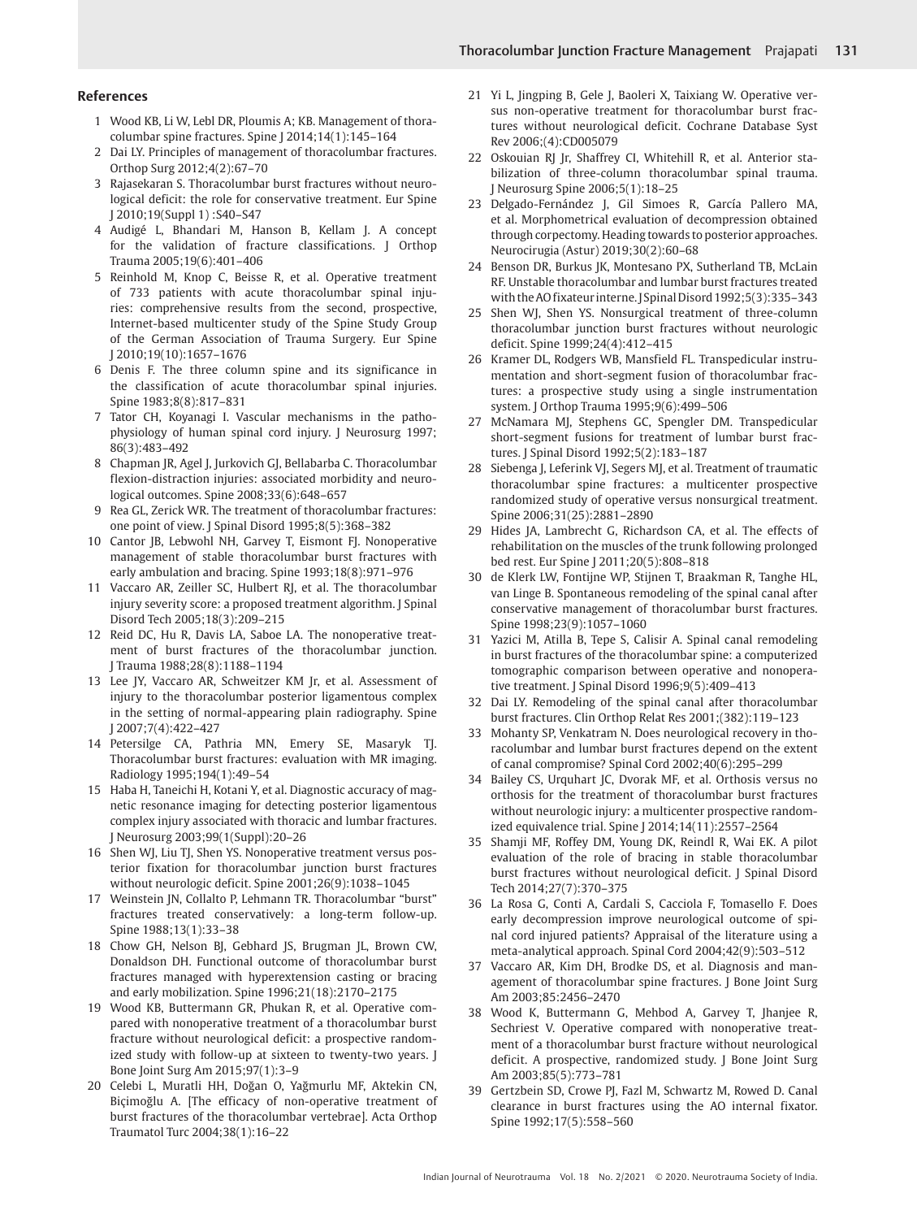## References

1. Wood KB, Li W, Lebl DR, Ploumis A; KB. Management of thoracolumbar spine fractures. Spine J 2014;14(1):145–164
2. Dai LY. Principles of management of thoracolumbar fractures. Orthop Surg 2012;4(2):67–70
3. Rajasekaran S. Thoracolumbar burst fractures without neurological deficit: the role for conservative treatment. Eur Spine J 2010;19(Suppl 1) :S40–S47
4. Audigé L, Bhandari M, Hanson B, Kellam J. A concept for the validation of fracture classifications. J Orthop Trauma 2005;19(6):401–406
5. Reinhold M, Knop C, Beisse R, et al. Operative treatment of 733 patients with acute thoracolumbar spinal injuries: comprehensive results from the second, prospective, Internet-based multicenter study of the Spine Study Group of the German Association of Trauma Surgery. Eur Spine J 2010;19(10):1657–1676
6. Denis F. The three column spine and its significance in the classification of acute thoracolumbar spinal injuries. Spine 1983;8(8):817–831
7. Tator CH, Koyanagi I. Vascular mechanisms in the pathophysiology of human spinal cord injury. J Neurosurg 1997; 86(3):483–492
8. Chapman JR, Agel J, Jurkovich GJ, Bellabarba C. Thoracolumbar flexion-distraction injuries: associated morbidity and neurological outcomes. Spine 2008;33(6):648–657
9. Rea GL, Zerick WR. The treatment of thoracolumbar fractures: one point of view. J Spinal Disord 1995;8(5):368–382
10. Cantor JB, Lebwohl NH, Garvey T, Eismont FJ. Nonoperative management of stable thoracolumbar burst fractures with early ambulation and bracing. Spine 1993;18(8):971–976
11. Vaccaro AR, Zeiller SC, Hulbert RJ, et al. The thoracolumbar injury severity score: a proposed treatment algorithm. J Spinal Disord Tech 2005;18(3):209–215
12. Reid DC, Hu R, Davis LA, Saboe LA. The nonoperative treatment of burst fractures of the thoracolumbar junction. J Trauma 1988;28(8):1188–1194
13. Lee JY, Vaccaro AR, Schweitzer KM Jr, et al. Assessment of injury to the thoracolumbar posterior ligamentous complex in the setting of normal-appearing plain radiography. Spine J 2007;7(4):422–427
14. Petersilge CA, Pathria MN, Emery SE, Masaryk TJ. Thoracolumbar burst fractures: evaluation with MR imaging. Radiology 1995;194(1):49–54
15. Haba H, Taneichi H, Kotani Y, et al. Diagnostic accuracy of magnetic resonance imaging for detecting posterior ligamentous complex injury associated with thoracic and lumbar fractures. J Neurosurg 2003;99(1(Suppl):20–26
16. Shen WJ, Liu TJ, Shen YS. Nonoperative treatment versus posterior fixation for thoracolumbar junction burst fractures without neurologic deficit. Spine 2001;26(9):1038–1045
17. Weinstein JN, Collalto P, Lehmann TR. Thoracolumbar "burst" fractures treated conservatively: a long-term follow-up. Spine 1988;13(1):33–38
18. Chow GH, Nelson BJ, Gebhard JS, Brugman JL, Brown CW, Donaldson DH. Functional outcome of thoracolumbar burst fractures managed with hyperextension casting or bracing and early mobilization. Spine 1996;21(18):2170–2175
19. Wood KB, Buttermann GR, Phukan R, et al. Operative compared with nonoperative treatment of a thoracolumbar burst fracture without neurological deficit: a prospective randomized study with follow-up at sixteen to twenty-two years. J Bone Joint Surg Am 2015;97(1):3–9
20. Celebi L, Muratli HH, Doğan O, Yağmurlu MF, Aktekin CN, Biçimoğlu A. [The efficacy of non-operative treatment of burst fractures of the thoracolumbar vertebrae]. Acta Orthop Traumatol Turc 2004;38(1):16–22
21. Yi L, Jingping B, Gele J, Baoleri X, Taixiang W. Operative versus non-operative treatment for thoracolumbar burst fractures without neurological deficit. Cochrane Database Syst Rev 2006;(4):CD005079
22. Oskouian RJ Jr, Shaffrey CI, Whitehill R, et al. Anterior stabilization of three-column thoracolumbar spinal trauma. J Neurosurg Spine 2006;5(1):18–25
23. Delgado-Fernández J, Gil Simoes R, García Pallero MA, et al. Morphometrical evaluation of decompression obtained through corpectomy. Heading towards to posterior approaches. Neurocirugia (Astur) 2019;30(2):60–68
24. Benson DR, Burkus JK, Montesano PX, Sutherland TB, McLain RF. Unstable thoracolumbar and lumbar burst fractures treated with the AO fixateur interne. J Spinal Disord 1992;5(3):335–343
25. Shen WJ, Shen YS. Nonsurgical treatment of three-column thoracolumbar junction burst fractures without neurologic deficit. Spine 1999;24(4):412–415
26. Kramer DL, Rodgers WB, Mansfield FL. Transpedicular instrumentation and short-segment fusion of thoracolumbar fractures: a prospective study using a single instrumentation system. J Orthop Trauma 1995;9(6):499–506
27. McNamara MJ, Stephens GC, Spengler DM. Transpedicular short-segment fusions for treatment of lumbar burst fractures. J Spinal Disord 1992;5(2):183–187
28. Siebenga J, Leferink VJ, Segers MJ, et al. Treatment of traumatic thoracolumbar spine fractures: a multicenter prospective randomized study of operative versus nonsurgical treatment. Spine 2006;31(25):2881–2890
29. Hides JA, Lambrecht G, Richardson CA, et al. The effects of rehabilitation on the muscles of the trunk following prolonged bed rest. Eur Spine J 2011;20(5):808–818
30. de Klerk LW, Fontijne WP, Stijnen T, Braakman R, Tanghe HL, van Linge B. Spontaneous remodeling of the spinal canal after conservative management of thoracolumbar burst fractures. Spine 1998;23(9):1057–1060
31. Yazici M, Atilla B, Tepe S, Calisir A. Spinal canal remodeling in burst fractures of the thoracolumbar spine: a computerized tomographic comparison between operative and nonoperative treatment. J Spinal Disord 1996;9(5):409–413
32. Dai LY. Remodeling of the spinal canal after thoracolumbar burst fractures. Clin Orthop Relat Res 2001;(382):119–123
33. Mohanty SP, Venkatram N. Does neurological recovery in thoracolumbar and lumbar burst fractures depend on the extent of canal compromise? Spinal Cord 2002;40(6):295–299
34. Bailey CS, Urquhart JC, Dvorak MF, et al. Orthosis versus no orthosis for the treatment of thoracolumbar burst fractures without neurologic injury: a multicenter prospective randomized equivalence trial. Spine J 2014;14(11):2557–2564
35. Shamji MF, Roffey DM, Young DK, Reindl R, Wai EK. A pilot evaluation of the role of bracing in stable thoracolumbar burst fractures without neurological deficit. J Spinal Disord Tech 2014;27(7):370–375
36. La Rosa G, Conti A, Cardali S, Cacciola F, Tomasello F. Does early decompression improve neurological outcome of spinal cord injured patients? Appraisal of the literature using a meta-analytical approach. Spinal Cord 2004;42(9):503–512
37. Vaccaro AR, Kim DH, Brodke DS, et al. Diagnosis and management of thoracolumbar spine fractures. J Bone Joint Surg Am 2003;85:2456–2470
38. Wood K, Buttermann G, Mehbod A, Garvey T, Jhanjee R, Sechriest V. Operative compared with nonoperative treatment of a thoracolumbar burst fracture without neurological deficit. A prospective, randomized study. J Bone Joint Surg Am 2003;85(5):773–781
39. Gertzbein SD, Crowe PJ, Fazl M, Schwartz M, Rowed D. Canal clearance in burst fractures using the AO internal fixator. Spine 1992;17(5):558–560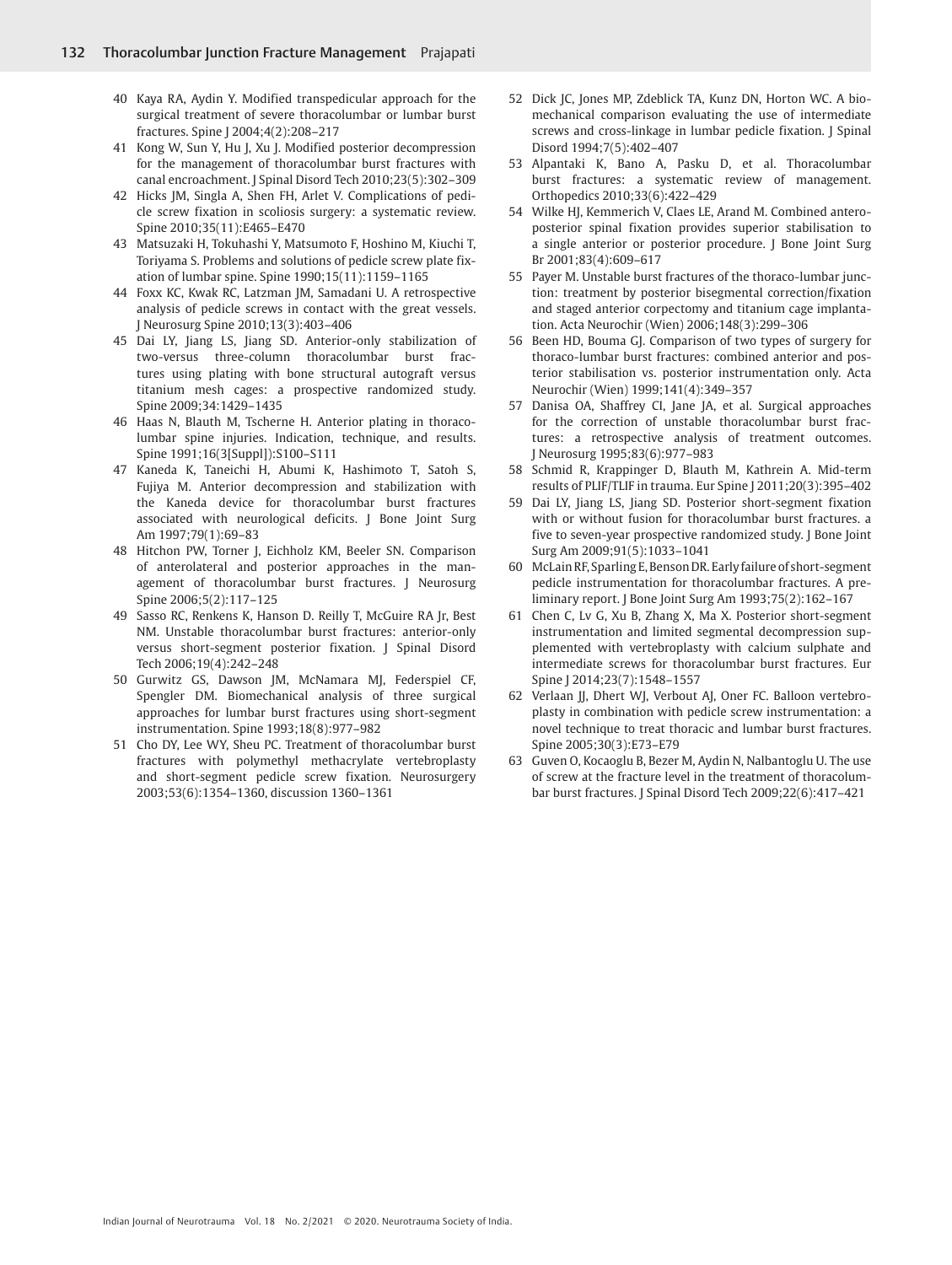40 Kaya RA, Aydin Y. Modified transpedicular approach for the surgical treatment of severe thoracolumbar or lumbar burst fractures. Spine J 2004;4(2):208–217

41 Kong W, Sun Y, Hu J, Xu J. Modified posterior decompression for the management of thoracolumbar burst fractures with canal encroachment. J Spinal Disord Tech 2010;23(5):302–309

42 Hicks JM, Singla A, Shen FH, Arlet V. Complications of pedicle screw fixation in scoliosis surgery: a systematic review. Spine 2010;35(11):E465–E470

43 Matsuzaki H, Tokuhashi Y, Matsumoto F, Hoshino M, Kiuchi T, Toriyama S. Problems and solutions of pedicle screw plate fixation of lumbar spine. Spine 1990;15(11):1159–1165

44 Foxx KC, Kwak RC, Latzman JM, Samadani U. A retrospective analysis of pedicle screws in contact with the great vessels. J Neurosurg Spine 2010;13(3):403–406

45 Dai LY, Jiang LS, Jiang SD. Anterior-only stabilization of two-versus three-column thoracolumbar burst fractures using plating with bone structural autograft versus titanium mesh cages: a prospective randomized study. Spine 2009;34:1429–1435

46 Haas N, Blauth M, Tscherne H. Anterior plating in thoracolumbar spine injuries. Indication, technique, and results. Spine 1991;16(3[Suppl]):S100–S111

47 Kaneda K, Taneichi H, Abumi K, Hashimoto T, Satoh S, Fujiya M. Anterior decompression and stabilization with the Kaneda device for thoracolumbar burst fractures associated with neurological deficits. J Bone Joint Surg Am 1997;79(1):69–83

48 Hitchon PW, Torner J, Eichholz KM, Beeler SN. Comparison of anterolateral and posterior approaches in the management of thoracolumbar burst fractures. J Neurosurg Spine 2006;5(2):117–125

49 Sasso RC, Renkens K, Hanson D. Reilly T, McGuire RA Jr, Best NM. Unstable thoracolumbar burst fractures: anterior-only versus short-segment posterior fixation. J Spinal Disord Tech 2006;19(4):242–248

50 Gurwitz GS, Dawson JM, McNamara MJ, Federspiel CF, Spengler DM. Biomechanical analysis of three surgical approaches for lumbar burst fractures using short-segment instrumentation. Spine 1993;18(8):977–982

51 Cho DY, Lee WY, Sheu PC. Treatment of thoracolumbar burst fractures with polymethyl methacrylate vertebroplasty and short-segment pedicle screw fixation. Neurosurgery 2003;53(6):1354–1360, discussion 1360–1361

52 Dick JC, Jones MP, Zdeblick TA, Kunz DN, Horton WC. A biomechanical comparison evaluating the use of intermediate screws and cross-linkage in lumbar pedicle fixation. J Spinal Disord 1994;7(5):402–407

53 Alpantaki K, Bano A, Pasku D, et al. Thoracolumbar burst fractures: a systematic review of management. Orthopedics 2010;33(6):422–429

54 Wilke HJ, Kemmerich V, Claes LE, Arand M. Combined anteroposterior spinal fixation provides superior stabilisation to a single anterior or posterior procedure. J Bone Joint Surg Br 2001;83(4):609–617

55 Payer M. Unstable burst fractures of the thoraco-lumbar junction: treatment by posterior bisegmental correction/fixation and staged anterior corpectomy and titanium cage implantation. Acta Neurochir (Wien) 2006;148(3):299–306

56 Been HD, Bouma GJ. Comparison of two types of surgery for thoraco-lumbar burst fractures: combined anterior and posterior stabilisation vs. posterior instrumentation only. Acta Neurochir (Wien) 1999;141(4):349–357

57 Danisa OA, Shaffrey CI, Jane JA, et al. Surgical approaches for the correction of unstable thoracolumbar burst fractures: a retrospective analysis of treatment outcomes. J Neurosurg 1995;83(6):977–983

58 Schmid R, Krappinger D, Blauth M, Kathrein A. Mid-term results of PLIF/TLIF in trauma. Eur Spine J 2011;20(3):395–402

59 Dai LY, Jiang LS, Jiang SD. Posterior short-segment fixation with or without fusion for thoracolumbar burst fractures. a five to seven-year prospective randomized study. J Bone Joint Surg Am 2009;91(5):1033–1041

60 McLain RF, Sparling E, Benson DR. Early failure of short-segment pedicle instrumentation for thoracolumbar fractures. A preliminary report. J Bone Joint Surg Am 1993;75(2):162–167

61 Chen C, Lv G, Xu B, Zhang X, Ma X. Posterior short-segment instrumentation and limited segmental decompression supplemented with vertebroplasty with calcium sulphate and intermediate screws for thoracolumbar burst fractures. Eur Spine J 2014;23(7):1548–1557

62 Verlaan JJ, Dhert WJ, Verbout AJ, Oner FC. Balloon vertebroplasty in combination with pedicle screw instrumentation: a novel technique to treat thoracic and lumbar burst fractures. Spine 2005;30(3):E73–E79

63 Guven O, Kocaoglu B, Bezer M, Aydin N, Nalbantoglu U. The use of screw at the fracture level in the treatment of thoracolumbar burst fractures. J Spinal Disord Tech 2009;22(6):417–421